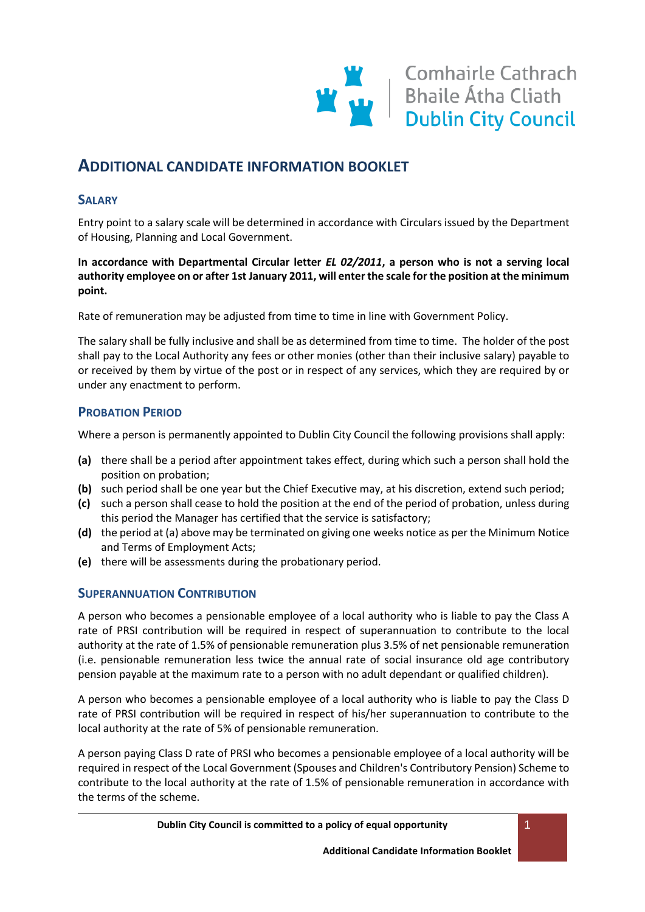Comhairle Cathrach
Bhaile Átha Cliath
Dublin City Council

# ADDITIONAL CANDIDATE INFORMATION BOOKLET

## SALARY

Entry point to a salary scale will be determined in accordance with Circulars issued by the Department of Housing, Planning and Local Government.

**In accordance with Departmental Circular letter *EL 02/2011*, a person who is not a serving local authority employee on or after 1st January 2011, will enter the scale for the position at the minimum point.**

Rate of remuneration may be adjusted from time to time in line with Government Policy.

The salary shall be fully inclusive and shall be as determined from time to time. The holder of the post shall pay to the Local Authority any fees or other monies (other than their inclusive salary) payable to or received by them by virtue of the post or in respect of any services, which they are required by or under any enactment to perform.

## PROBATION PERIOD

Where a person is permanently appointed to Dublin City Council the following provisions shall apply:

- **(a)** there shall be a period after appointment takes effect, during which such a person shall hold the position on probation;
- **(b)** such period shall be one year but the Chief Executive may, at his discretion, extend such period;
- **(c)** such a person shall cease to hold the position at the end of the period of probation, unless during this period the Manager has certified that the service is satisfactory;
- **(d)** the period at (a) above may be terminated on giving one weeks notice as per the Minimum Notice and Terms of Employment Acts;
- **(e)** there will be assessments during the probationary period.

## SUPERANNUATION CONTRIBUTION

A person who becomes a pensionable employee of a local authority who is liable to pay the Class A rate of PRSI contribution will be required in respect of superannuation to contribute to the local authority at the rate of 1.5% of pensionable remuneration plus 3.5% of net pensionable remuneration (i.e. pensionable remuneration less twice the annual rate of social insurance old age contributory pension payable at the maximum rate to a person with no adult dependant or qualified children).

A person who becomes a pensionable employee of a local authority who is liable to pay the Class D rate of PRSI contribution will be required in respect of his/her superannuation to contribute to the local authority at the rate of 5% of pensionable remuneration.

A person paying Class D rate of PRSI who becomes a pensionable employee of a local authority will be required in respect of the Local Government (Spouses and Children's Contributory Pension) Scheme to contribute to the local authority at the rate of 1.5% of pensionable remuneration in accordance with the terms of the scheme.

**Dublin City Council is committed to a policy of equal opportunity**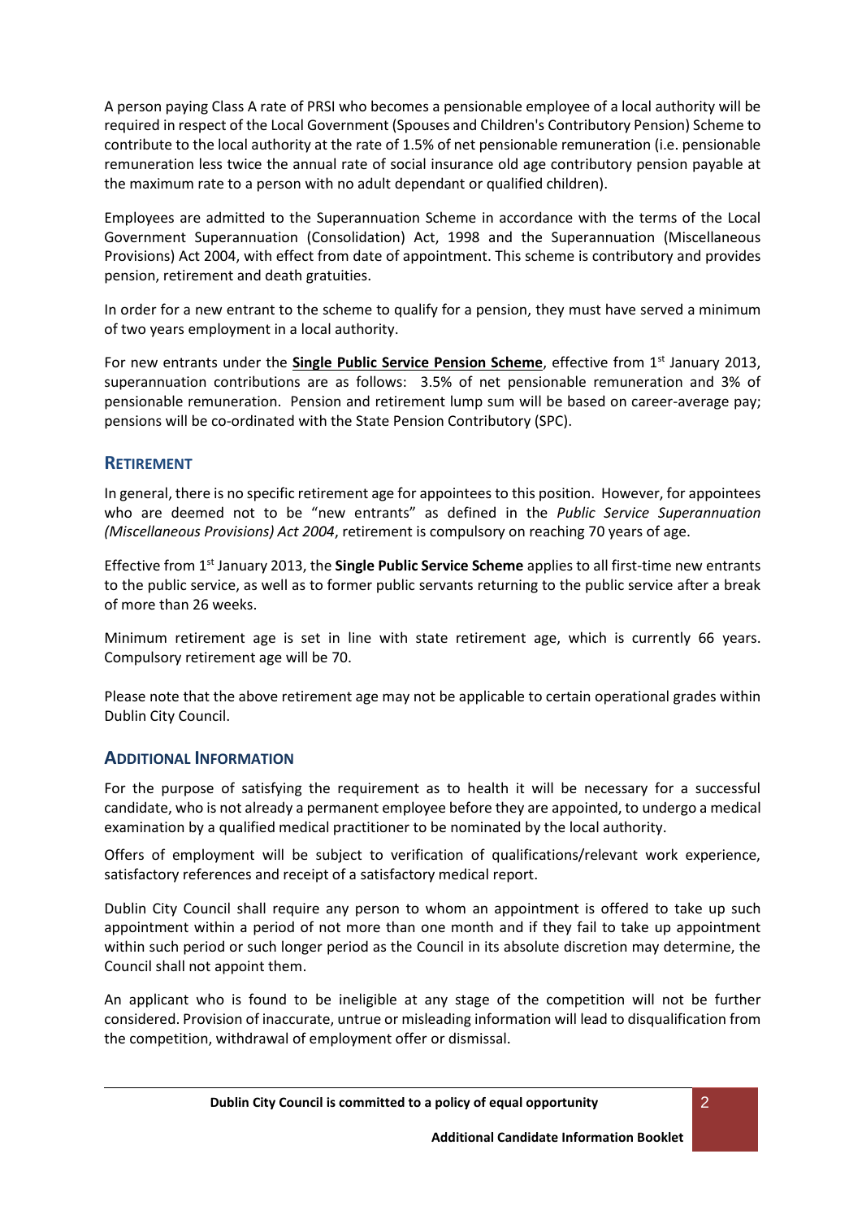A person paying Class A rate of PRSI who becomes a pensionable employee of a local authority will be required in respect of the Local Government (Spouses and Children's Contributory Pension) Scheme to contribute to the local authority at the rate of 1.5% of net pensionable remuneration (i.e. pensionable remuneration less twice the annual rate of social insurance old age contributory pension payable at the maximum rate to a person with no adult dependant or qualified children).

Employees are admitted to the Superannuation Scheme in accordance with the terms of the Local Government Superannuation (Consolidation) Act, 1998 and the Superannuation (Miscellaneous Provisions) Act 2004, with effect from date of appointment. This scheme is contributory and provides pension, retirement and death gratuities.

In order for a new entrant to the scheme to qualify for a pension, they must have served a minimum of two years employment in a local authority.

For new entrants under the **Single Public Service Pension Scheme**, effective from 1st January 2013, superannuation contributions are as follows: 3.5% of net pensionable remuneration and 3% of pensionable remuneration. Pension and retirement lump sum will be based on career-average pay; pensions will be co-ordinated with the State Pension Contributory (SPC).

## Retirement

In general, there is no specific retirement age for appointees to this position. However, for appointees who are deemed not to be "new entrants" as defined in the *Public Service Superannuation (Miscellaneous Provisions) Act 2004*, retirement is compulsory on reaching 70 years of age.

Effective from 1st January 2013, the **Single Public Service Scheme** applies to all first-time new entrants to the public service, as well as to former public servants returning to the public service after a break of more than 26 weeks.

Minimum retirement age is set in line with state retirement age, which is currently 66 years. Compulsory retirement age will be 70.

Please note that the above retirement age may not be applicable to certain operational grades within Dublin City Council.

## Additional Information

For the purpose of satisfying the requirement as to health it will be necessary for a successful candidate, who is not already a permanent employee before they are appointed, to undergo a medical examination by a qualified medical practitioner to be nominated by the local authority.

Offers of employment will be subject to verification of qualifications/relevant work experience, satisfactory references and receipt of a satisfactory medical report.

Dublin City Council shall require any person to whom an appointment is offered to take up such appointment within a period of not more than one month and if they fail to take up appointment within such period or such longer period as the Council in its absolute discretion may determine, the Council shall not appoint them.

An applicant who is found to be ineligible at any stage of the competition will not be further considered. Provision of inaccurate, untrue or misleading information will lead to disqualification from the competition, withdrawal of employment offer or dismissal.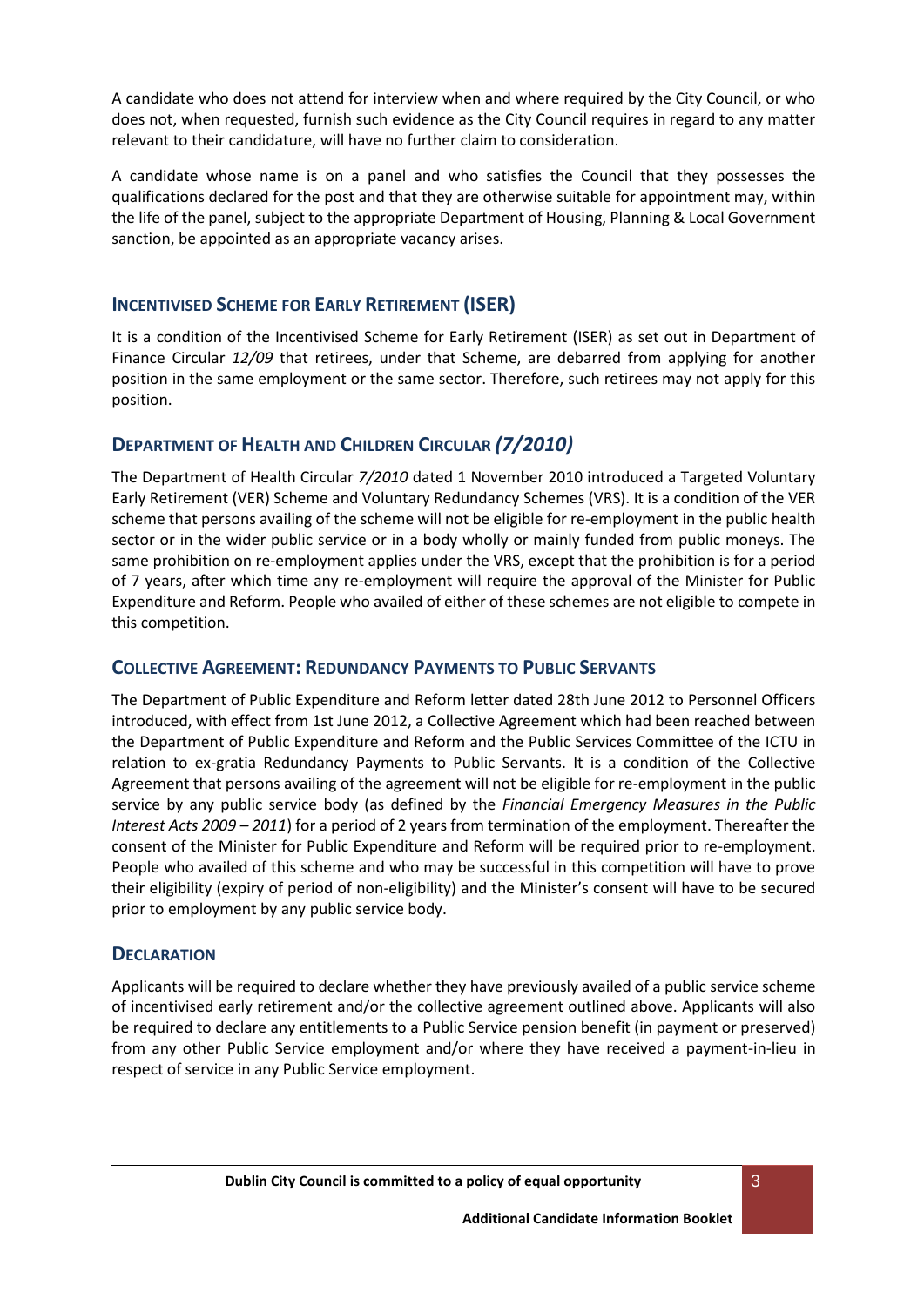A candidate who does not attend for interview when and where required by the City Council, or who does not, when requested, furnish such evidence as the City Council requires in regard to any matter relevant to their candidature, will have no further claim to consideration.

A candidate whose name is on a panel and who satisfies the Council that they possesses the qualifications declared for the post and that they are otherwise suitable for appointment may, within the life of the panel, subject to the appropriate Department of Housing, Planning & Local Government sanction, be appointed as an appropriate vacancy arises.

## Incentivised Scheme for Early Retirement (ISER)

It is a condition of the Incentivised Scheme for Early Retirement (ISER) as set out in Department of Finance Circular *12/09* that retirees, under that Scheme, are debarred from applying for another position in the same employment or the same sector. Therefore, such retirees may not apply for this position.

## Department of Health and Children Circular *(7/2010)*

The Department of Health Circular *7/2010* dated 1 November 2010 introduced a Targeted Voluntary Early Retirement (VER) Scheme and Voluntary Redundancy Schemes (VRS). It is a condition of the VER scheme that persons availing of the scheme will not be eligible for re-employment in the public health sector or in the wider public service or in a body wholly or mainly funded from public moneys. The same prohibition on re-employment applies under the VRS, except that the prohibition is for a period of 7 years, after which time any re-employment will require the approval of the Minister for Public Expenditure and Reform. People who availed of either of these schemes are not eligible to compete in this competition.

## Collective Agreement: Redundancy Payments to Public Servants

The Department of Public Expenditure and Reform letter dated 28th June 2012 to Personnel Officers introduced, with effect from 1st June 2012, a Collective Agreement which had been reached between the Department of Public Expenditure and Reform and the Public Services Committee of the ICTU in relation to ex-gratia Redundancy Payments to Public Servants. It is a condition of the Collective Agreement that persons availing of the agreement will not be eligible for re-employment in the public service by any public service body (as defined by the *Financial Emergency Measures in the Public Interest Acts 2009 – 2011*) for a period of 2 years from termination of the employment. Thereafter the consent of the Minister for Public Expenditure and Reform will be required prior to re-employment. People who availed of this scheme and who may be successful in this competition will have to prove their eligibility (expiry of period of non-eligibility) and the Minister's consent will have to be secured prior to employment by any public service body.

## Declaration

Applicants will be required to declare whether they have previously availed of a public service scheme of incentivised early retirement and/or the collective agreement outlined above. Applicants will also be required to declare any entitlements to a Public Service pension benefit (in payment or preserved) from any other Public Service employment and/or where they have received a payment-in-lieu in respect of service in any Public Service employment.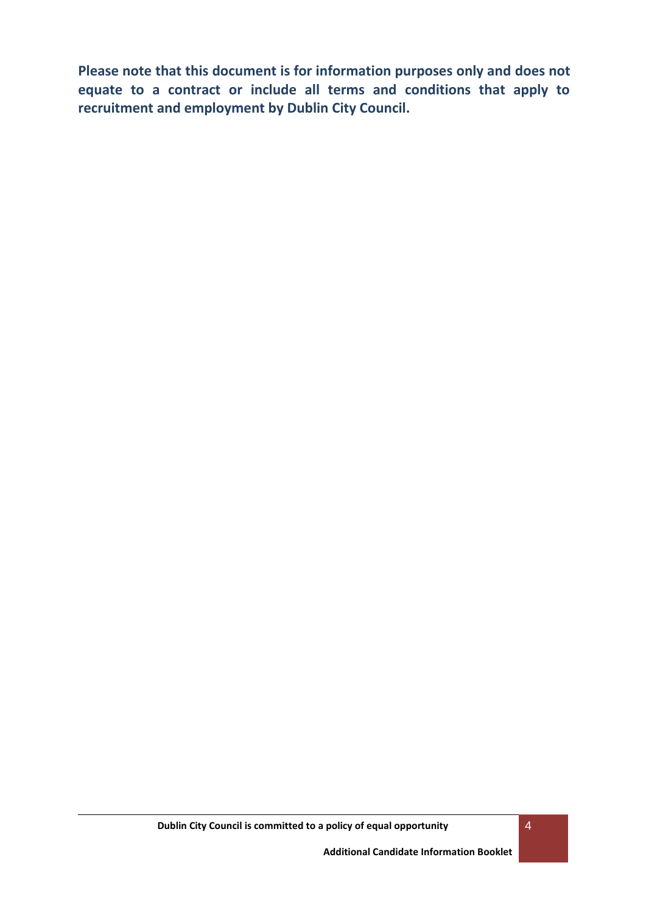**Please note that this document is for information purposes only and does not equate to a contract or include all terms and conditions that apply to recruitment and employment by Dublin City Council.**